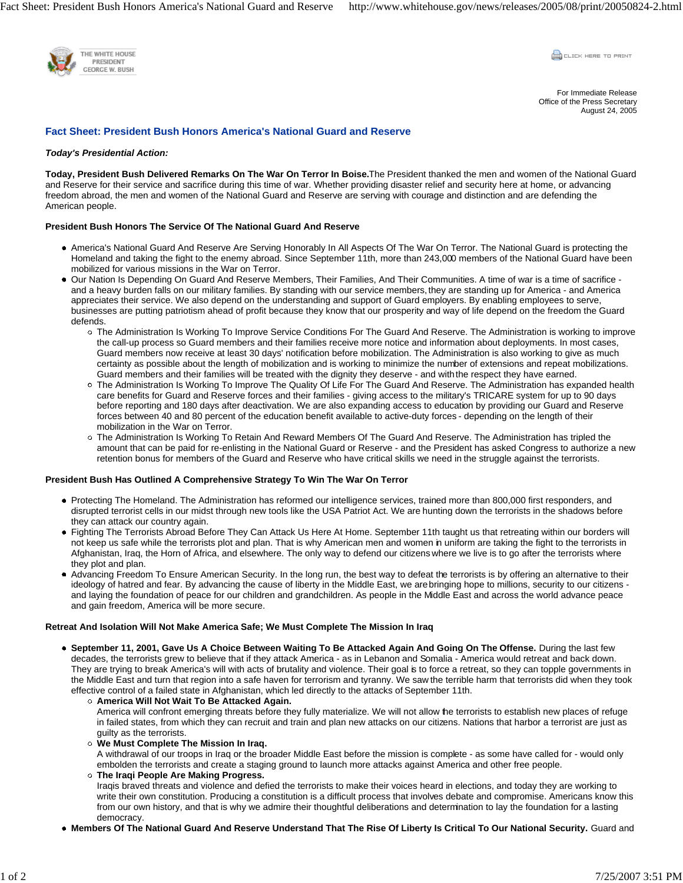For Immediate Release
Office of the Press Secretary
August 24, 2005

# Fact Sheet: President Bush Honors America's National Guard and Reserve

***Today's Presidential Action:***

**Today, President Bush Delivered Remarks On The War On Terror In Boise.** The President thanked the men and women of the National Guard and Reserve for their service and sacrifice during this time of war. Whether providing disaster relief and security here at home, or advancing freedom abroad, the men and women of the National Guard and Reserve are serving with courage and distinction and are defending the American people.

**President Bush Honors The Service Of The National Guard And Reserve**

- America's National Guard And Reserve Are Serving Honorably In All Aspects Of The War On Terror. The National Guard is protecting the Homeland and taking the fight to the enemy abroad. Since September 11th, more than 243,000 members of the National Guard have been mobilized for various missions in the War on Terror.
- Our Nation Is Depending On Guard And Reserve Members, Their Families, And Their Communities. A time of war is a time of sacrifice - and a heavy burden falls on our military families. By standing with our service members, they are standing up for America - and America appreciates their service. We also depend on the understanding and support of Guard employers. By enabling employees to serve, businesses are putting patriotism ahead of profit because they know that our prosperity and way of life depend on the freedom the Guard defends.
  - The Administration Is Working To Improve Service Conditions For The Guard And Reserve. The Administration is working to improve the call-up process so Guard members and their families receive more notice and information about deployments. In most cases, Guard members now receive at least 30 days' notification before mobilization. The Administration is also working to give as much certainty as possible about the length of mobilization and is working to minimize the number of extensions and repeat mobilizations. Guard members and their families will be treated with the dignity they deserve - and with the respect they have earned.
  - The Administration Is Working To Improve The Quality Of Life For The Guard And Reserve. The Administration has expanded health care benefits for Guard and Reserve forces and their families - giving access to the military's TRICARE system for up to 90 days before reporting and 180 days after deactivation. We are also expanding access to education by providing our Guard and Reserve forces between 40 and 80 percent of the education benefit available to active-duty forces - depending on the length of their mobilization in the War on Terror.
  - The Administration Is Working To Retain And Reward Members Of The Guard And Reserve. The Administration has tripled the amount that can be paid for re-enlisting in the National Guard or Reserve - and the President has asked Congress to authorize a new retention bonus for members of the Guard and Reserve who have critical skills we need in the struggle against the terrorists.

**President Bush Has Outlined A Comprehensive Strategy To Win The War On Terror**

- Protecting The Homeland. The Administration has reformed our intelligence services, trained more than 800,000 first responders, and disrupted terrorist cells in our midst through new tools like the USA Patriot Act. We are hunting down the terrorists in the shadows before they can attack our country again.
- Fighting The Terrorists Abroad Before They Can Attack Us Here At Home. September 11th taught us that retreating within our borders will not keep us safe while the terrorists plot and plan. That is why American men and women in uniform are taking the fight to the terrorists in Afghanistan, Iraq, the Horn of Africa, and elsewhere. The only way to defend our citizens where we live is to go after the terrorists where they plot and plan.
- Advancing Freedom To Ensure American Security. In the long run, the best way to defeat the terrorists is by offering an alternative to their ideology of hatred and fear. By advancing the cause of liberty in the Middle East, we are bringing hope to millions, security to our citizens - and laying the foundation of peace for our children and grandchildren. As people in the Middle East and across the world advance peace and gain freedom, America will be more secure.

**Retreat And Isolation Will Not Make America Safe; We Must Complete The Mission In Iraq**

- **September 11, 2001, Gave Us A Choice Between Waiting To Be Attacked Again And Going On The Offense.** During the last few decades, the terrorists grew to believe that if they attack America - as in Lebanon and Somalia - America would retreat and back down. They are trying to break America's will with acts of brutality and violence. Their goal is to force a retreat, so they can topple governments in the Middle East and turn that region into a safe haven for terrorism and tyranny. We saw the terrible harm that terrorists did when they took effective control of a failed state in Afghanistan, which led directly to the attacks of September 11th.
  - **America Will Not Wait To Be Attacked Again.**
    America will confront emerging threats before they fully materialize. We will not allow the terrorists to establish new places of refuge in failed states, from which they can recruit and train and plan new attacks on our citizens. Nations that harbor a terrorist are just as guilty as the terrorists.
  - **We Must Complete The Mission In Iraq.**
    A withdrawal of our troops in Iraq or the broader Middle East before the mission is complete - as some have called for - would only embolden the terrorists and create a staging ground to launch more attacks against America and other free people.
  - **The Iraqi People Are Making Progress.**
    Iraqis braved threats and violence and defied the terrorists to make their voices heard in elections, and today they are working to write their own constitution. Producing a constitution is a difficult process that involves debate and compromise. Americans know this from our own history, and that is why we admire their thoughtful deliberations and determination to lay the foundation for a lasting democracy.
- **Members Of The National Guard And Reserve Understand That The Rise Of Liberty Is Critical To Our National Security.** Guard and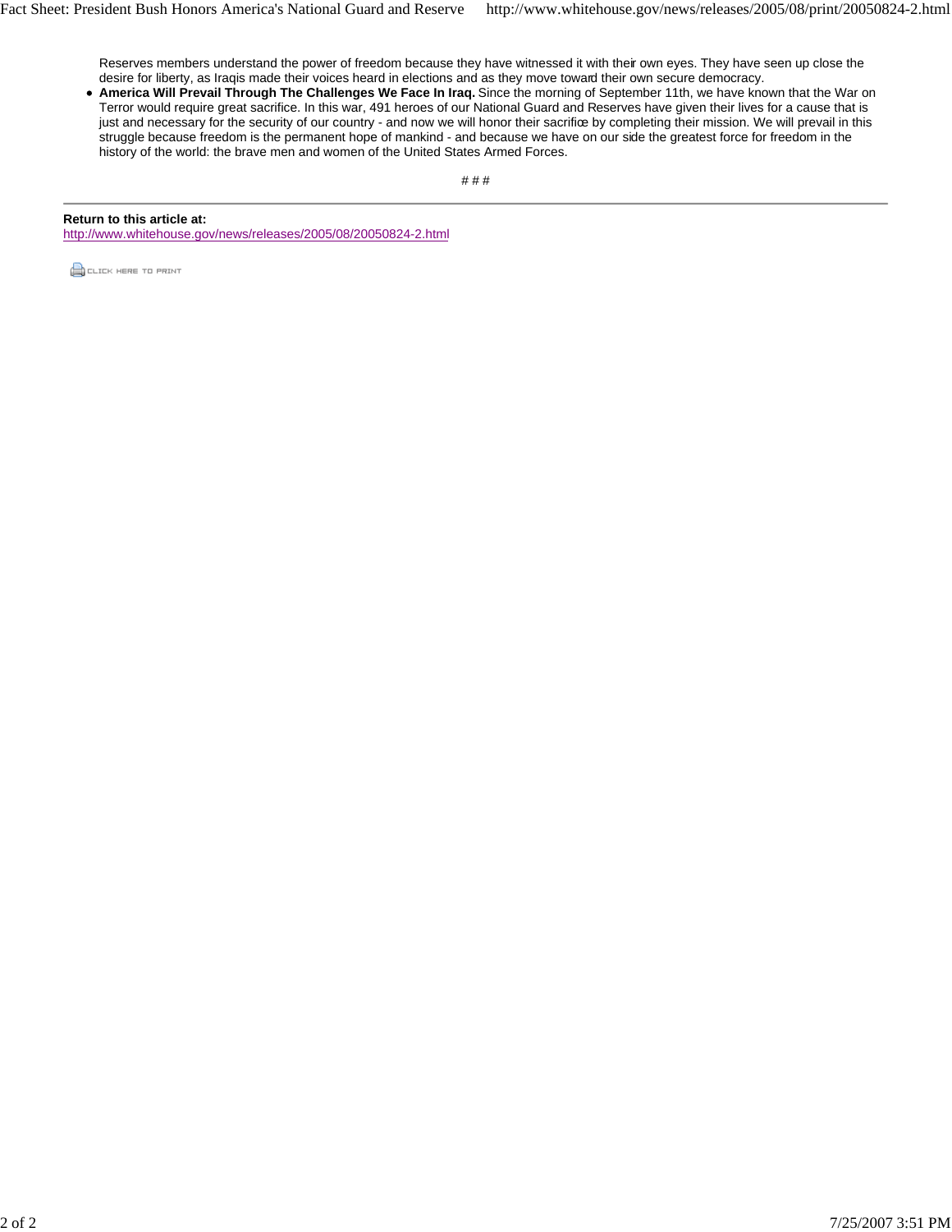Reserves members understand the power of freedom because they have witnessed it with their own eyes. They have seen up close the desire for liberty, as Iraqis made their voices heard in elections and as they move toward their own secure democracy.

- **America Will Prevail Through The Challenges We Face In Iraq.** Since the morning of September 11th, we have known that the War on Terror would require great sacrifice. In this war, 491 heroes of our National Guard and Reserves have given their lives for a cause that is just and necessary for the security of our country - and now we will honor their sacrifice by completing their mission. We will prevail in this struggle because freedom is the permanent hope of mankind - and because we have on our side the greatest force for freedom in the history of the world: the brave men and women of the United States Armed Forces.

# # #

---

**Return to this article at:**
http://www.whitehouse.gov/news/releases/2005/08/20050824-2.html

CLICK HERE TO PRINT